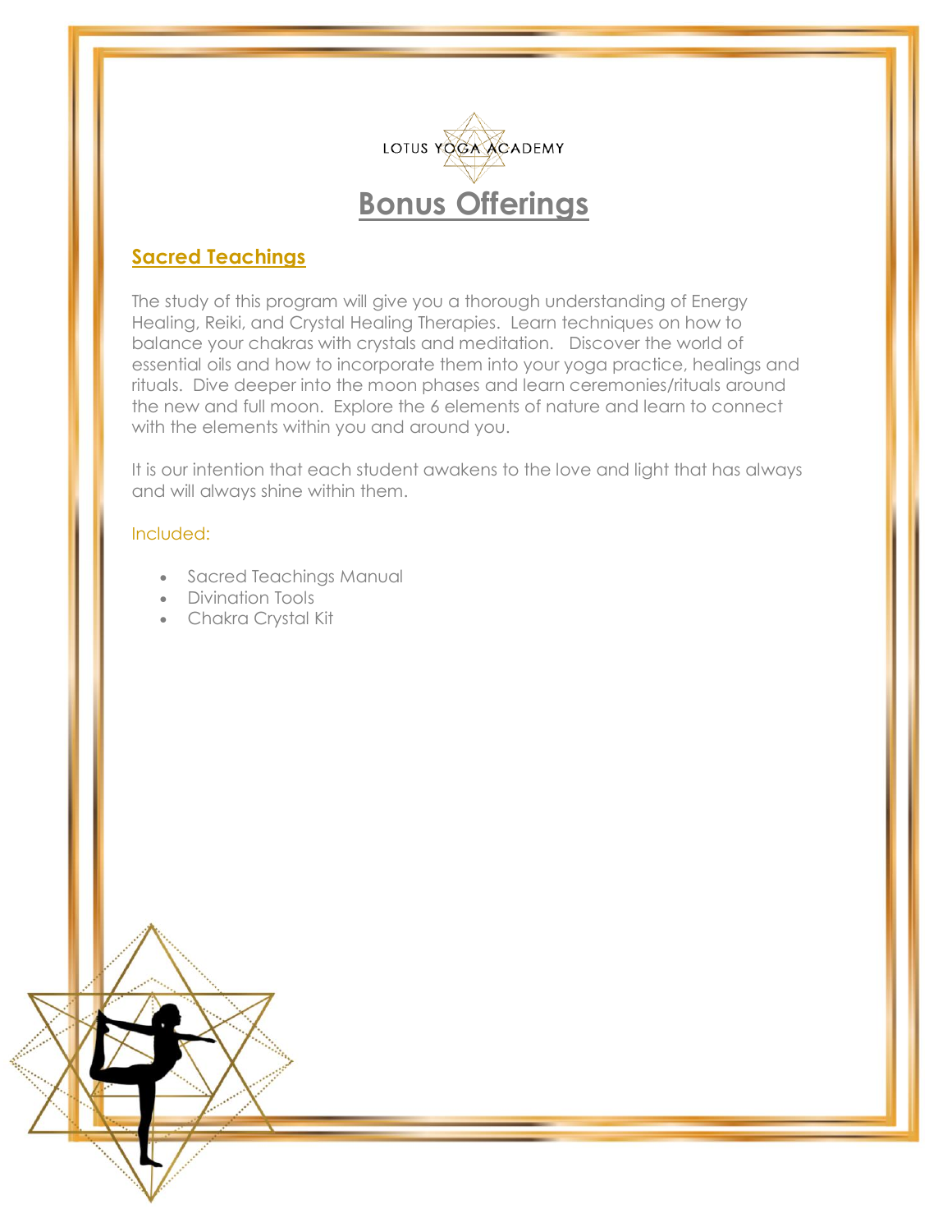LOTUS YOGA ACADEMY

# Bonus Offerings

## Sacred Teachings

The study of this program will give you a thorough understanding of Energy Healing, Reiki, and Crystal Healing Therapies. Learn techniques on how to balance your chakras with crystals and meditation. Discover the world of essential oils and how to incorporate them into your yoga practice, healings and rituals. Dive deeper into the moon phases and learn ceremonies/rituals around the new and full moon. Explore the 6 elements of nature and learn to connect with the elements within you and around you.

It is our intention that each student awakens to the love and light that has always and will always shine within them.

Included:

- Sacred Teachings Manual
- Divination Tools
- Chakra Crystal Kit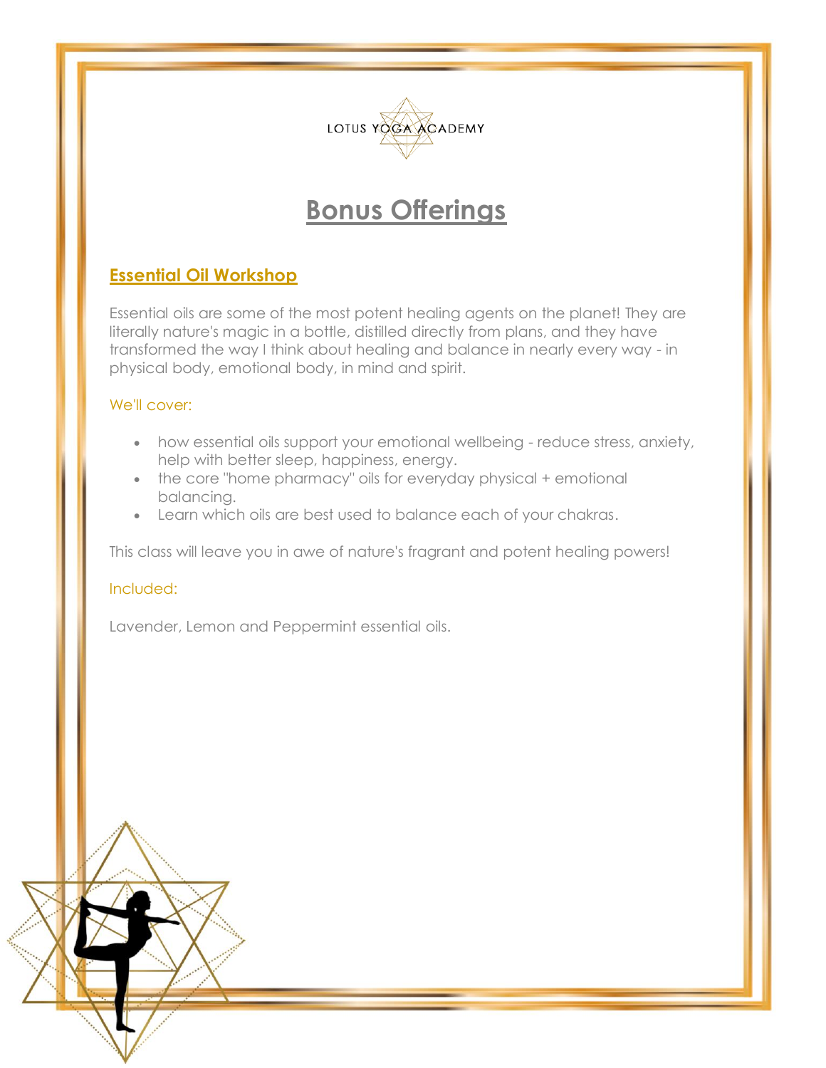LOTUS YOGA ACADEMY

# Bonus Offerings

## Essential Oil Workshop

Essential oils are some of the most potent healing agents on the planet! They are literally nature's magic in a bottle, distilled directly from plans, and they have transformed the way I think about healing and balance in nearly every way - in physical body, emotional body, in mind and spirit.

We'll cover:

- how essential oils support your emotional wellbeing - reduce stress, anxiety, help with better sleep, happiness, energy.
- the core "home pharmacy" oils for everyday physical + emotional balancing.
- Learn which oils are best used to balance each of your chakras.

This class will leave you in awe of nature's fragrant and potent healing powers!

Included:

Lavender, Lemon and Peppermint essential oils.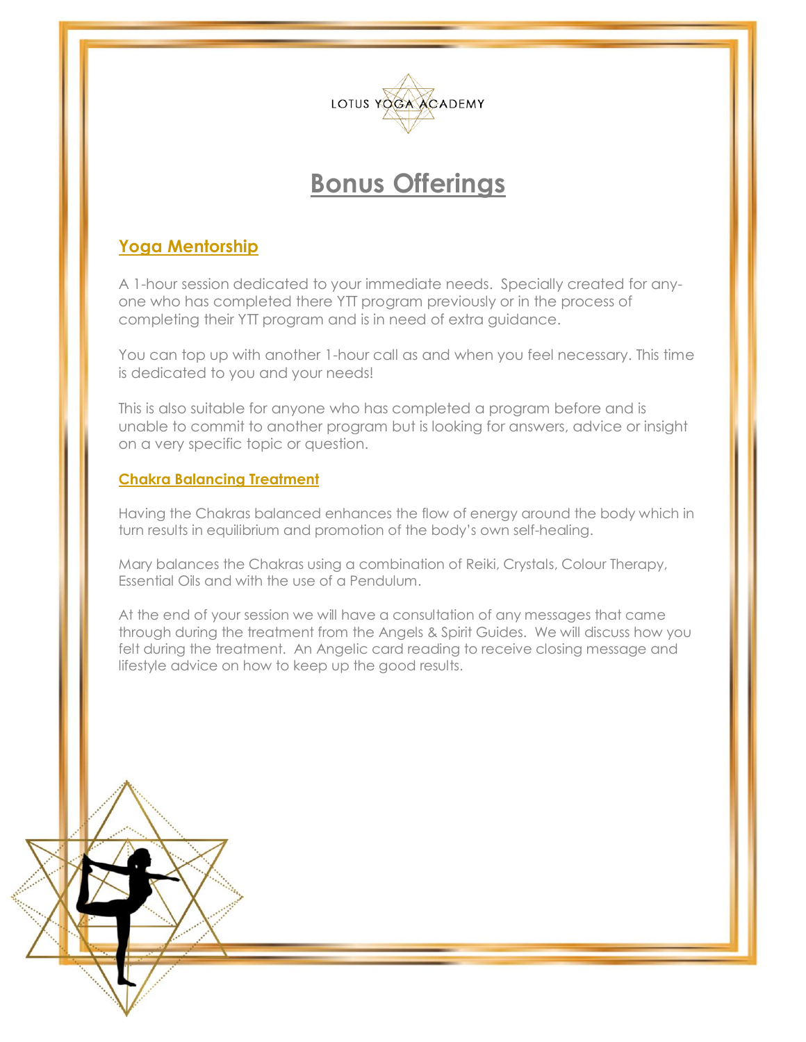LOTUS YOGA ACADEMY

# Bonus Offerings

## Yoga Mentorship

A 1-hour session dedicated to your immediate needs.  Specially created for any-one who has completed there YTT program previously or in the process of completing their YTT program and is in need of extra guidance.

You can top up with another 1-hour call as and when you feel necessary. This time is dedicated to you and your needs!

This is also suitable for anyone who has completed a program before and is unable to commit to another program but is looking for answers, advice or insight on a very specific topic or question.

### Chakra Balancing Treatment

Having the Chakras balanced enhances the flow of energy around the body which in turn results in equilibrium and promotion of the body's own self-healing.

Mary balances the Chakras using a combination of Reiki, Crystals, Colour Therapy, Essential Oils and with the use of a Pendulum.

At the end of your session we will have a consultation of any messages that came through during the treatment from the Angels & Spirit Guides.  We will discuss how you felt during the treatment.  An Angelic card reading to receive closing message and lifestyle advice on how to keep up the good results.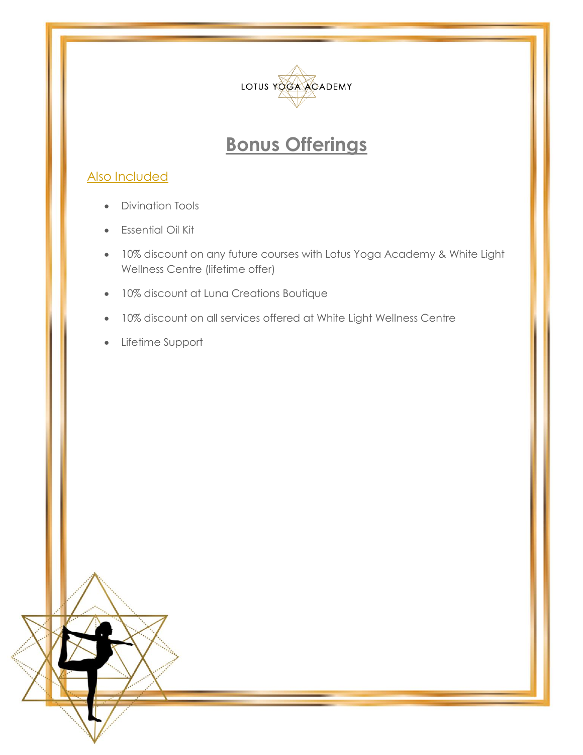LOTUS YOGA ACADEMY

# Bonus Offerings

## Also Included

- Divination Tools
- Essential Oil Kit
- 10% discount on any future courses with Lotus Yoga Academy & White Light Wellness Centre (lifetime offer)
- 10% discount at Luna Creations Boutique
- 10% discount on all services offered at White Light Wellness Centre
- Lifetime Support